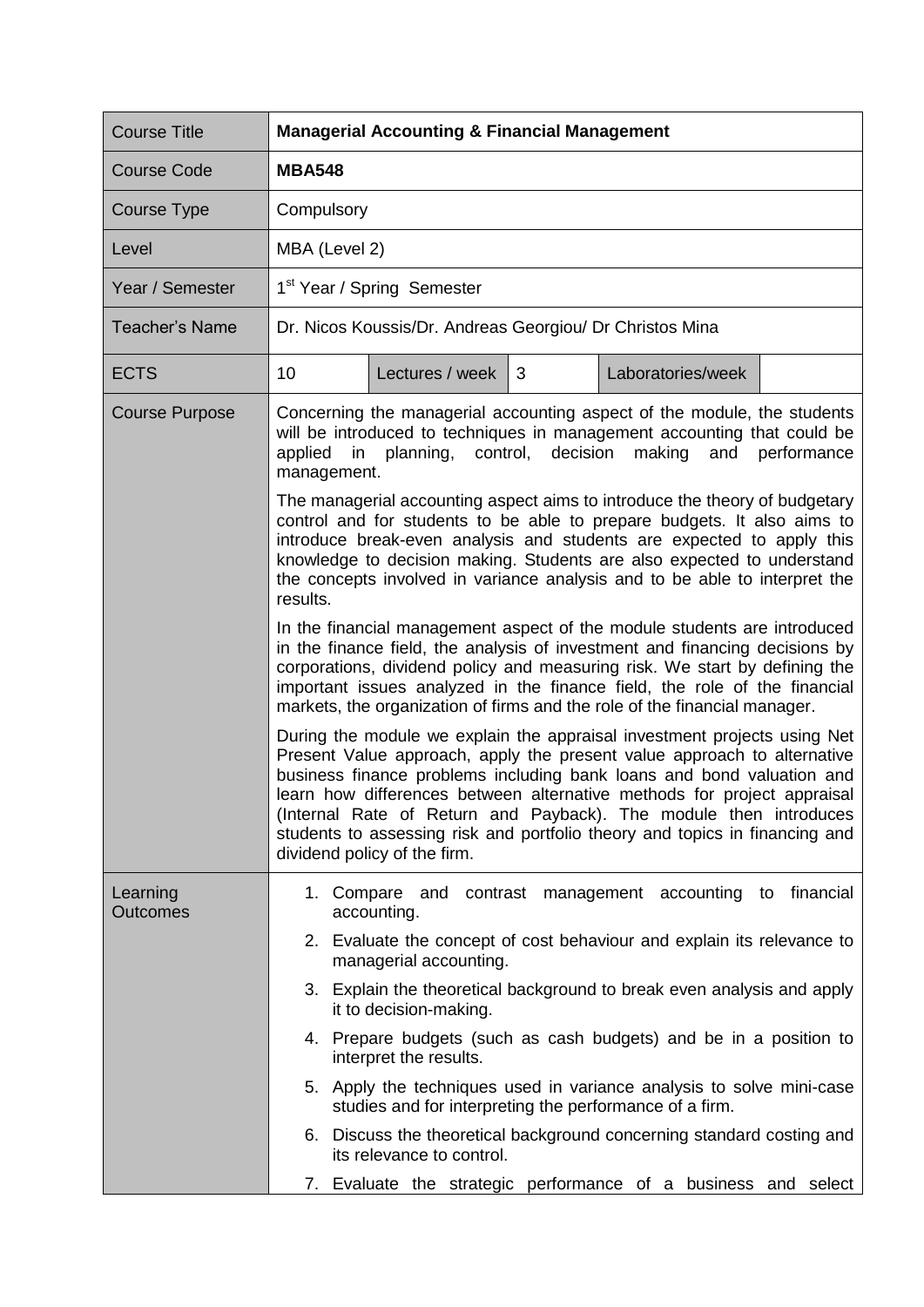| Course Title | **Managerial Accounting & Financial Management** | | | | |
|---|---|---|---|---|---|
| Course Code | **MBA548** | | | | |
| Course Type | Compulsory | | | | |
| Level | MBA (Level 2) | | | | |
| Year / Semester | 1st Year / Spring Semester | | | | |
| Teacher's Name | Dr. Nicos Koussis/Dr. Andreas Georgiou/ Dr Christos Mina | | | | |
| ECTS | 10 | Lectures / week | 3 | Laboratories/week | |
| Course Purpose | Concerning the managerial accounting aspect of the module, the students will be introduced to techniques in management accounting that could be applied in planning, control, decision making and performance management.<br><br>The managerial accounting aspect aims to introduce the theory of budgetary control and for students to be able to prepare budgets. It also aims to introduce break-even analysis and students are expected to apply this knowledge to decision making. Students are also expected to understand the concepts involved in variance analysis and to be able to interpret the results.<br><br>In the financial management aspect of the module students are introduced in the finance field, the analysis of investment and financing decisions by corporations, dividend policy and measuring risk. We start by defining the important issues analyzed in the finance field, the role of the financial markets, the organization of firms and the role of the financial manager.<br><br>During the module we explain the appraisal investment projects using Net Present Value approach, apply the present value approach to alternative business finance problems including bank loans and bond valuation and learn how differences between alternative methods for project appraisal (Internal Rate of Return and Payback). The module then introduces students to assessing risk and portfolio theory and topics in financing and dividend policy of the firm. | | | | |
| Learning Outcomes | 1. Compare and contrast management accounting to financial accounting.<br>2. Evaluate the concept of cost behaviour and explain its relevance to managerial accounting.<br>3. Explain the theoretical background to break even analysis and apply it to decision-making.<br>4. Prepare budgets (such as cash budgets) and be in a position to interpret the results.<br>5. Apply the techniques used in variance analysis to solve mini-case studies and for interpreting the performance of a firm.<br>6. Discuss the theoretical background concerning standard costing and its relevance to control.<br>7. Evaluate the strategic performance of a business and select | | | | |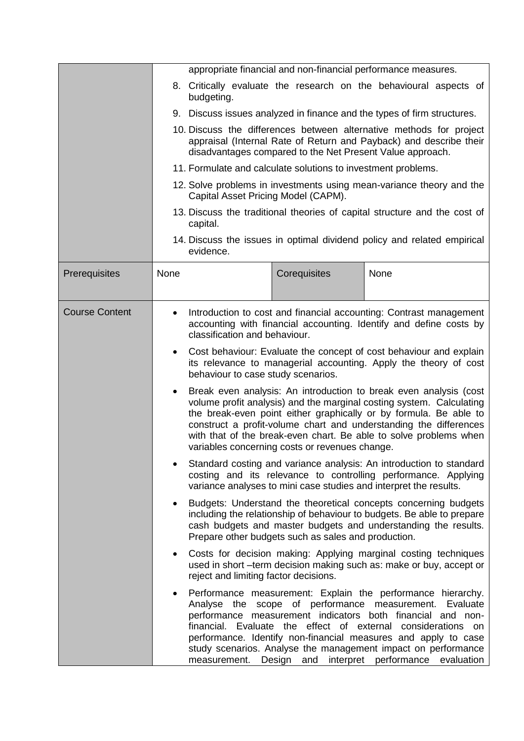| | | | |
|---|---|---|---|
| | appropriate financial and non-financial performance measures.<br>8. Critically evaluate the research on the behavioural aspects of budgeting.<br>9. Discuss issues analyzed in finance and the types of firm structures.<br>10. Discuss the differences between alternative methods for project appraisal (Internal Rate of Return and Payback) and describe their disadvantages compared to the Net Present Value approach.<br>11. Formulate and calculate solutions to investment problems.<br>12. Solve problems in investments using mean-variance theory and the Capital Asset Pricing Model (CAPM).<br>13. Discuss the traditional theories of capital structure and the cost of capital.<br>14. Discuss the issues in optimal dividend policy and related empirical evidence. | | |
| Prerequisites | None | Corequisites | None |
| Course Content | • Introduction to cost and financial accounting: Contrast management accounting with financial accounting. Identify and define costs by classification and behaviour.<br>• Cost behaviour: Evaluate the concept of cost behaviour and explain its relevance to managerial accounting. Apply the theory of cost behaviour to case study scenarios.<br>• Break even analysis: An introduction to break even analysis (cost volume profit analysis) and the marginal costing system. Calculating the break-even point either graphically or by formula. Be able to construct a profit-volume chart and understanding the differences with that of the break-even chart. Be able to solve problems when variables concerning costs or revenues change.<br>• Standard costing and variance analysis: An introduction to standard costing and its relevance to controlling performance. Applying variance analyses to mini case studies and interpret the results.<br>• Budgets: Understand the theoretical concepts concerning budgets including the relationship of behaviour to budgets. Be able to prepare cash budgets and master budgets and understanding the results. Prepare other budgets such as sales and production.<br>• Costs for decision making: Applying marginal costing techniques used in short –term decision making such as: make or buy, accept or reject and limiting factor decisions.<br>• Performance measurement: Explain the performance hierarchy. Analyse the scope of performance measurement. Evaluate performance measurement indicators both financial and non-financial. Evaluate the effect of external considerations on performance. Identify non-financial measures and apply to case study scenarios. Analyse the management impact on performance measurement. Design and interpret performance evaluation | | |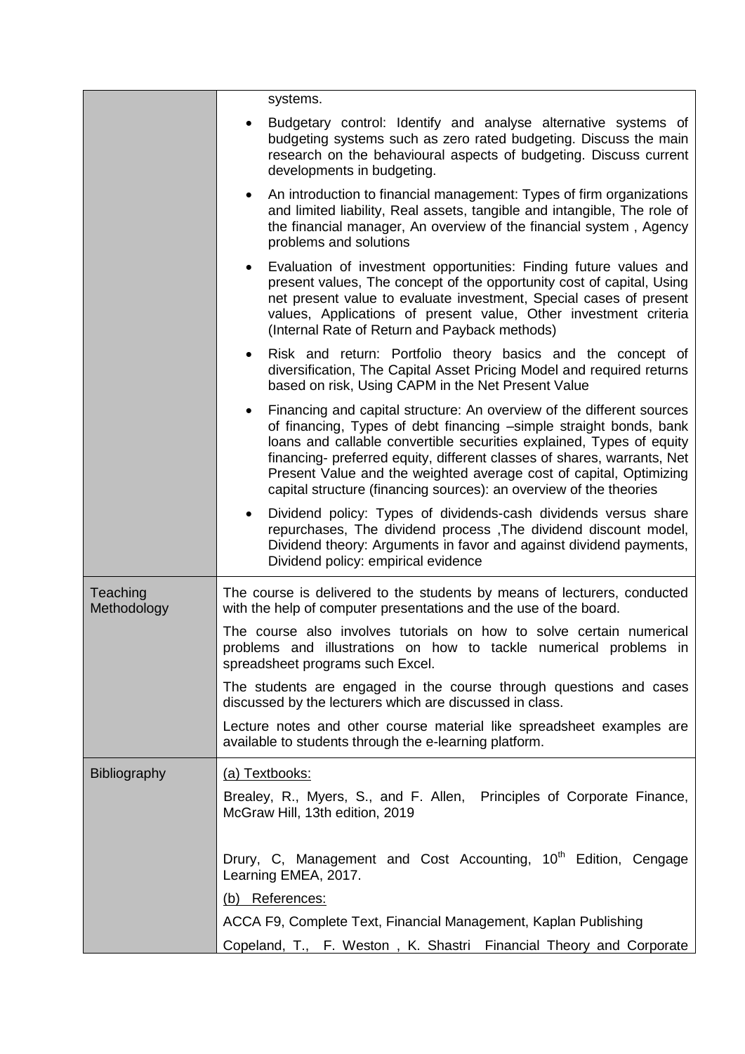| | |
|---|---|
| | systems.<br><ul><li>Budgetary control: Identify and analyse alternative systems of budgeting systems such as zero rated budgeting. Discuss the main research on the behavioural aspects of budgeting. Discuss current developments in budgeting.</li><li>An introduction to financial management: Types of firm organizations and limited liability, Real assets, tangible and intangible, The role of the financial manager, An overview of the financial system , Agency problems and solutions</li><li>Evaluation of investment opportunities: Finding future values and present values, The concept of the opportunity cost of capital, Using net present value to evaluate investment, Special cases of present values, Applications of present value, Other investment criteria (Internal Rate of Return and Payback methods)</li><li>Risk and return: Portfolio theory basics and the concept of diversification, The Capital Asset Pricing Model and required returns based on risk, Using CAPM in the Net Present Value</li><li>Financing and capital structure: An overview of the different sources of financing, Types of debt financing –simple straight bonds, bank loans and callable convertible securities explained, Types of equity financing- preferred equity, different classes of shares, warrants, Net Present Value and the weighted average cost of capital, Optimizing capital structure (financing sources): an overview of the theories</li><li>Dividend policy: Types of dividends-cash dividends versus share repurchases, The dividend process ,The dividend discount model, Dividend theory: Arguments in favor and against dividend payments, Dividend policy: empirical evidence</li></ul> |
| Teaching Methodology | The course is delivered to the students by means of lecturers, conducted with the help of computer presentations and the use of the board.<br><br>The course also involves tutorials on how to solve certain numerical problems and illustrations on how to tackle numerical problems in spreadsheet programs such Excel.<br><br>The students are engaged in the course through questions and cases discussed by the lecturers which are discussed in class.<br><br>Lecture notes and other course material like spreadsheet examples are available to students through the e-learning platform. |
| Bibliography | <u>(a) Textbooks:</u><br><br>Brealey, R., Myers, S., and F. Allen, Principles of Corporate Finance, McGraw Hill, 13th edition, 2019<br><br>Drury, C, Management and Cost Accounting, 10th Edition, Cengage Learning EMEA, 2017.<br><br><u>(b) References:</u><br><br>ACCA F9, Complete Text, Financial Management, Kaplan Publishing<br><br>Copeland, T., F. Weston , K. Shastri Financial Theory and Corporate |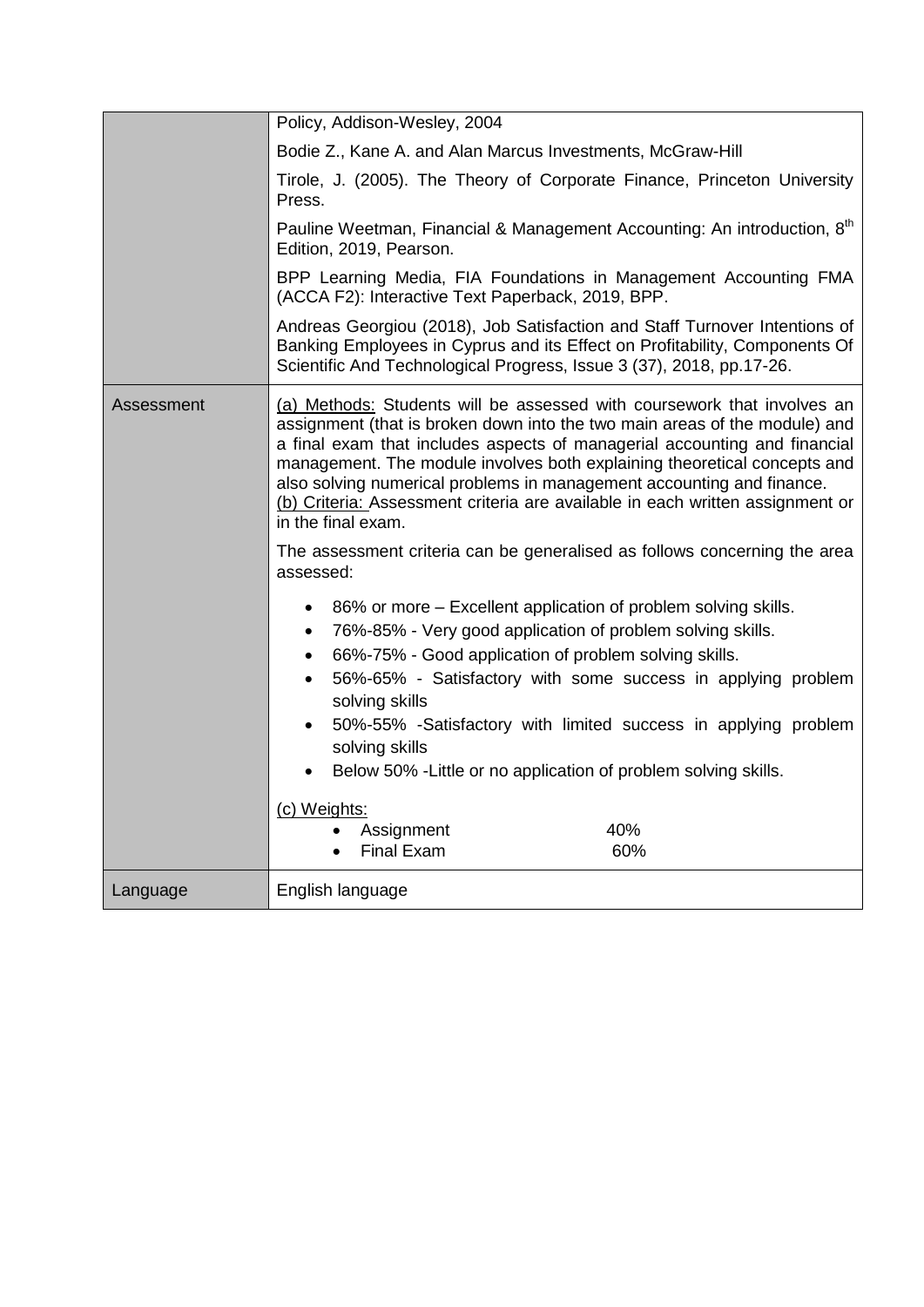| | |
|---|---|
| | Policy, Addison-Wesley, 2004<br><br>Bodie Z., Kane A. and Alan Marcus Investments, McGraw-Hill<br><br>Tirole, J. (2005). The Theory of Corporate Finance, Princeton University Press.<br><br>Pauline Weetman, Financial & Management Accounting: An introduction, 8th Edition, 2019, Pearson.<br><br>BPP Learning Media, FIA Foundations in Management Accounting FMA (ACCA F2): Interactive Text Paperback, 2019, BPP.<br><br>Andreas Georgiou (2018), Job Satisfaction and Staff Turnover Intentions of Banking Employees in Cyprus and its Effect on Profitability, Components Of Scientific And Technological Progress, Issue 3 (37), 2018, pp.17-26. |
| Assessment | <u>(a) Methods:</u> Students will be assessed with coursework that involves an assignment (that is broken down into the two main areas of the module) and a final exam that includes aspects of managerial accounting and financial management. The module involves both explaining theoretical concepts and also solving numerical problems in management accounting and finance.<br><u>(b) Criteria:</u> Assessment criteria are available in each written assignment or in the final exam.<br><br>The assessment criteria can be generalised as follows concerning the area assessed:<br><br>• 86% or more – Excellent application of problem solving skills.<br>• 76%-85% - Very good application of problem solving skills.<br>• 66%-75% - Good application of problem solving skills.<br>• 56%-65% - Satisfactory with some success in applying problem solving skills<br>• 50%-55% -Satisfactory with limited success in applying problem solving skills<br>• Below 50% -Little or no application of problem solving skills.<br><br><u>(c) Weights:</u><br>• Assignment 40%<br>• Final Exam 60% |
| Language | English language |